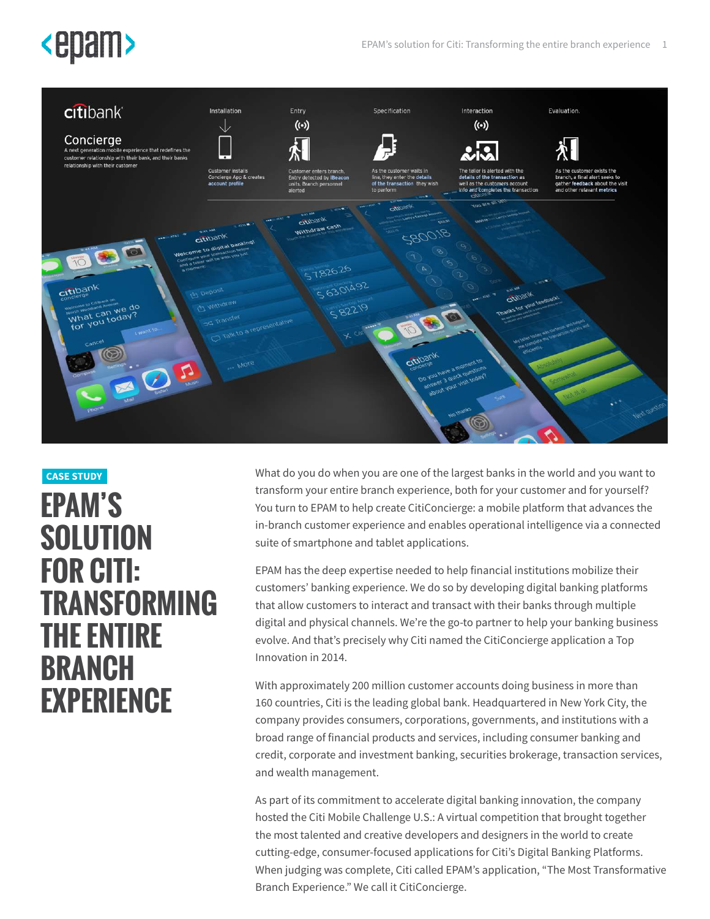CASE STUDY

# EPAM'S SOLUTION FOR CITI: TRANSFORMING THE ENTIRE BRANCH EXPERIENCE

What do you do when you are one of the largest banks in the world and you want to transform your entire branch experience, both for your customer and for yourself? You turn to EPAM to help create CitiConcierge: a mobile platform that advances the in-branch customer experience and enables operational intelligence via a connected suite of smartphone and tablet applications.

EPAM has the deep expertise needed to help financial institutions mobilize their customers' banking experience. We do so by developing digital banking platforms that allow customers to interact and transact with their banks through multiple digital and physical channels. We're the go-to partner to help your banking business evolve. And that's precisely why Citi named the CitiConcierge application a Top Innovation in 2014.

With approximately 200 million customer accounts doing business in more than 160 countries, Citi is the leading global bank. Headquartered in New York City, the company provides consumers, corporations, governments, and institutions with a broad range of financial products and services, including consumer banking and credit, corporate and investment banking, securities brokerage, transaction services, and wealth management.

As part of its commitment to accelerate digital banking innovation, the company hosted the Citi Mobile Challenge U.S.: A virtual competition that brought together the most talented and creative developers and designers in the world to create cutting-edge, consumer-focused applications for Citi's Digital Banking Platforms. When judging was complete, Citi called EPAM's application, "The Most Transformative Branch Experience." We call it CitiConcierge.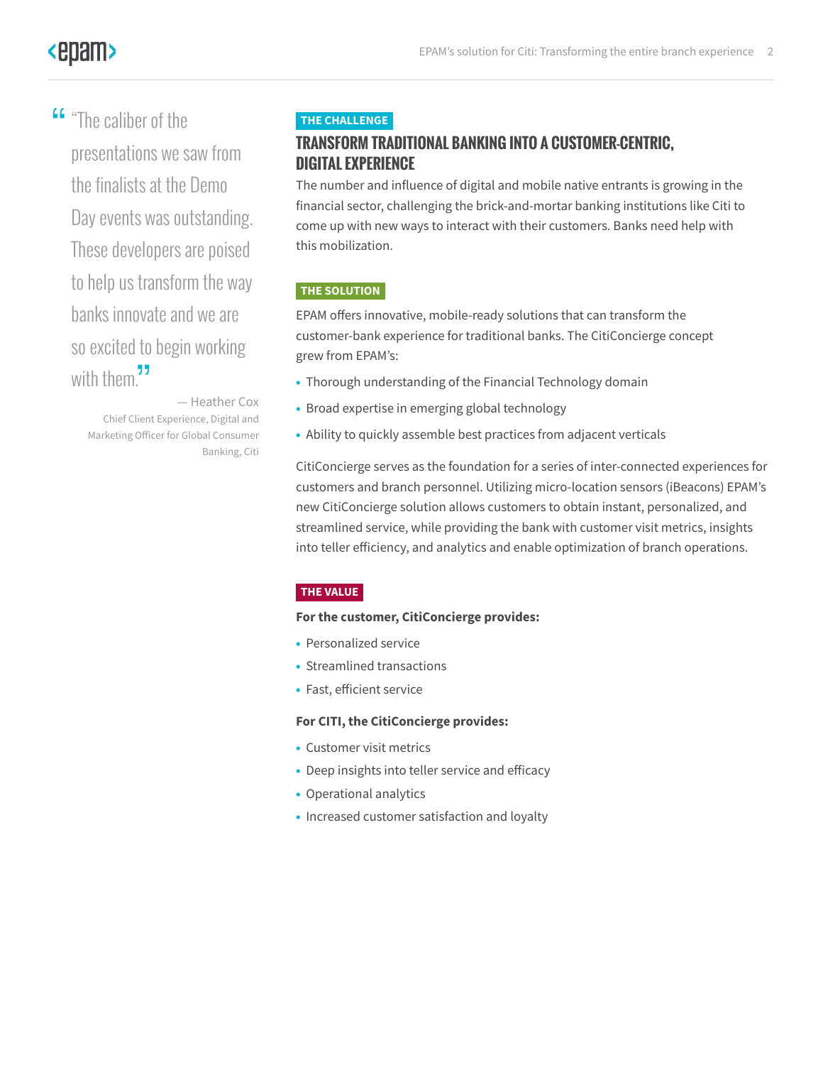> "The caliber of the presentations we saw from the finalists at the Demo Day events was outstanding. These developers are poised to help us transform the way banks innovate and we are so excited to begin working with them."
>
> — Heather Cox
> Chief Client Experience, Digital and Marketing Officer for Global Consumer Banking, Citi

**THE CHALLENGE**

## TRANSFORM TRADITIONAL BANKING INTO A CUSTOMER-CENTRIC, DIGITAL EXPERIENCE

The number and influence of digital and mobile native entrants is growing in the financial sector, challenging the brick-and-mortar banking institutions like Citi to come up with new ways to interact with their customers. Banks need help with this mobilization.

**THE SOLUTION**

EPAM offers innovative, mobile-ready solutions that can transform the customer-bank experience for traditional banks. The CitiConcierge concept grew from EPAM's:

- Thorough understanding of the Financial Technology domain
- Broad expertise in emerging global technology
- Ability to quickly assemble best practices from adjacent verticals

CitiConcierge serves as the foundation for a series of inter-connected experiences for customers and branch personnel. Utilizing micro-location sensors (iBeacons) EPAM's new CitiConcierge solution allows customers to obtain instant, personalized, and streamlined service, while providing the bank with customer visit metrics, insights into teller efficiency, and analytics and enable optimization of branch operations.

**THE VALUE**

**For the customer, CitiConcierge provides:**

- Personalized service
- Streamlined transactions
- Fast, efficient service

**For CITI, the CitiConcierge provides:**

- Customer visit metrics
- Deep insights into teller service and efficacy
- Operational analytics
- Increased customer satisfaction and loyalty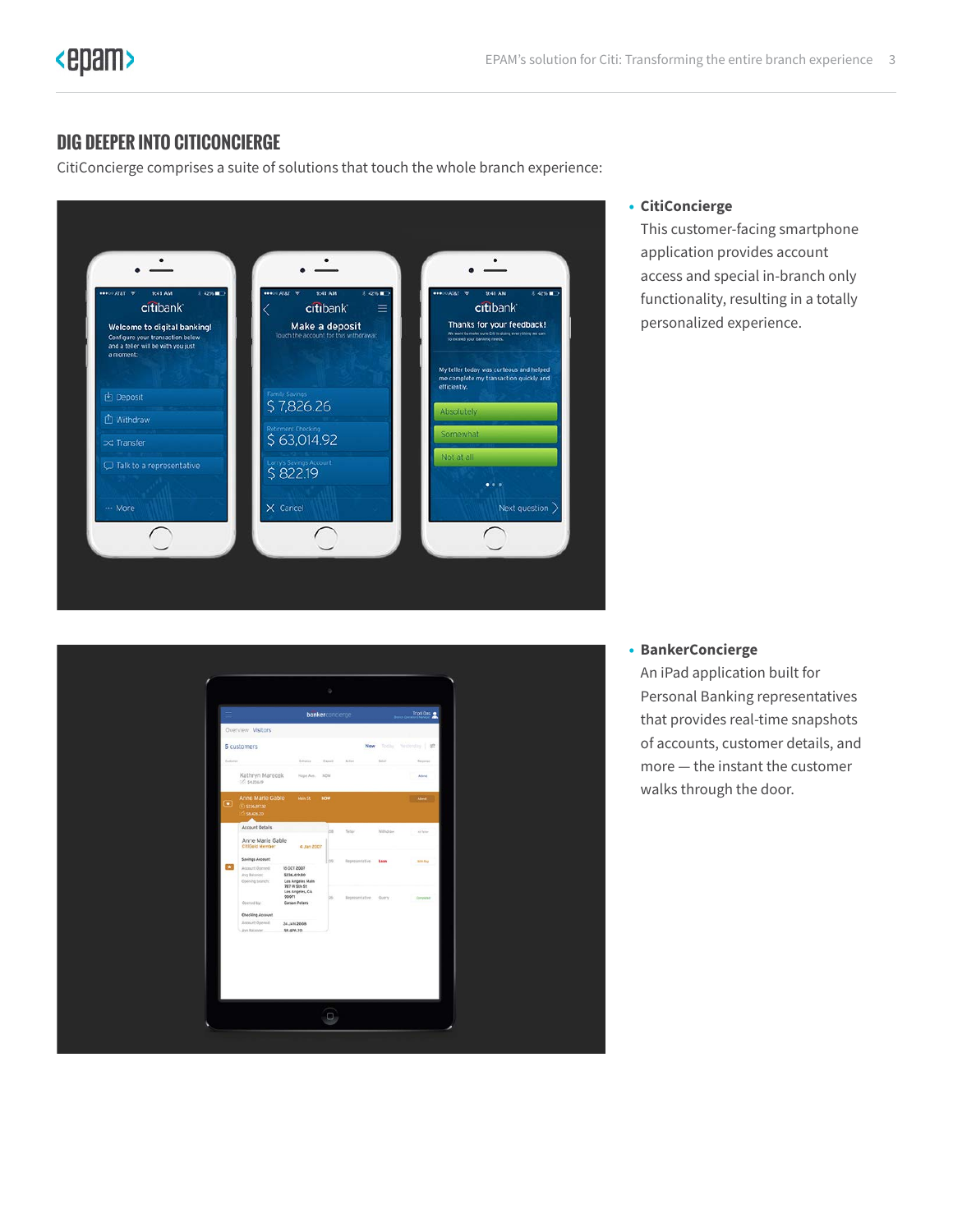## DIG DEEPER INTO CITICONCIERGE

CitiConcierge comprises a suite of solutions that touch the whole branch experience:

- **CitiConcierge**
  This customer-facing smartphone application provides account access and special in-branch only functionality, resulting in a totally personalized experience.

- **BankerConcierge**
  An iPad application built for Personal Banking representatives that provides real-time snapshots of accounts, customer details, and more — the instant the customer walks through the door.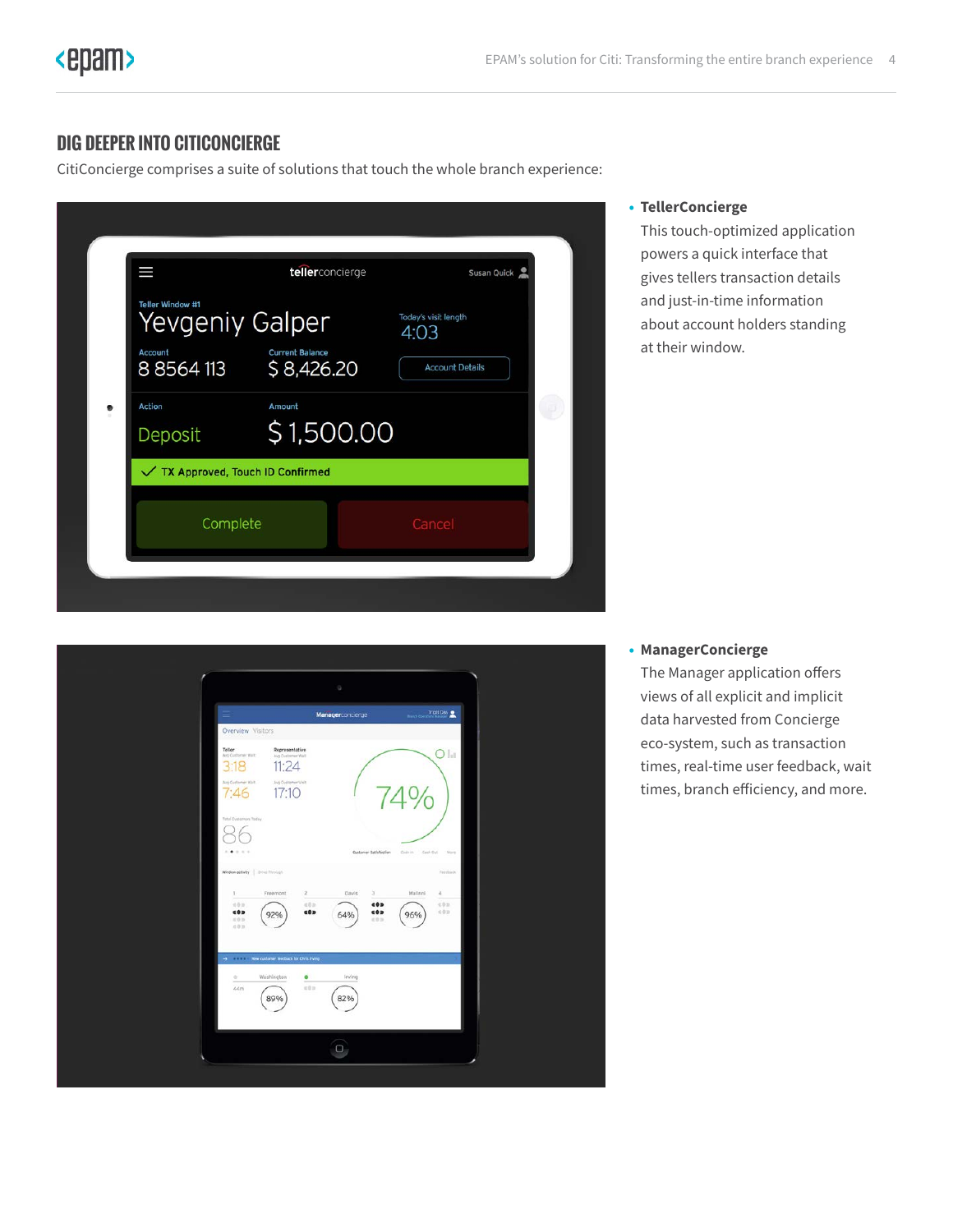## DIG DEEPER INTO CITICONCIERGE

CitiConcierge comprises a suite of solutions that touch the whole branch experience:

- **TellerConcierge**
  This touch-optimized application powers a quick interface that gives tellers transaction details and just-in-time information about account holders standing at their window.

- **ManagerConcierge**
  The Manager application offers views of all explicit and implicit data harvested from Concierge eco-system, such as transaction times, real-time user feedback, wait times, branch efficiency, and more.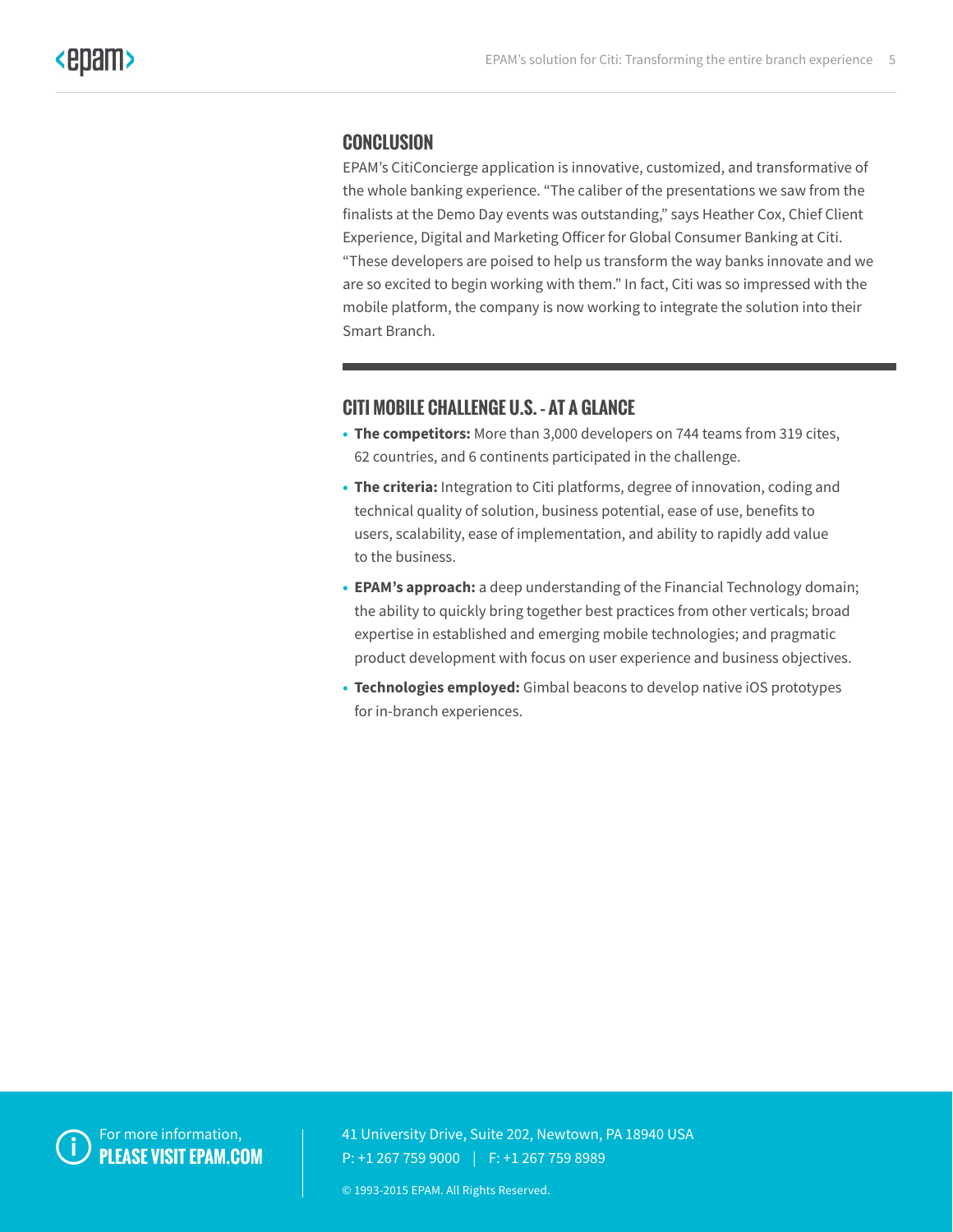## CONCLUSION

EPAM's CitiConcierge application is innovative, customized, and transformative of the whole banking experience. "The caliber of the presentations we saw from the finalists at the Demo Day events was outstanding," says Heather Cox, Chief Client Experience, Digital and Marketing Officer for Global Consumer Banking at Citi. "These developers are poised to help us transform the way banks innovate and we are so excited to begin working with them." In fact, Citi was so impressed with the mobile platform, the company is now working to integrate the solution into their Smart Branch.

## CITI MOBILE CHALLENGE U.S. - AT A GLANCE

- **The competitors:** More than 3,000 developers on 744 teams from 319 cites, 62 countries, and 6 continents participated in the challenge.
- **The criteria:** Integration to Citi platforms, degree of innovation, coding and technical quality of solution, business potential, ease of use, benefits to users, scalability, ease of implementation, and ability to rapidly add value to the business.
- **EPAM's approach:** a deep understanding of the Financial Technology domain; the ability to quickly bring together best practices from other verticals; broad expertise in established and emerging mobile technologies; and pragmatic product development with focus on user experience and business objectives.
- **Technologies employed:** Gimbal beacons to develop native iOS prototypes for in-branch experiences.

For more information,
**PLEASE VISIT EPAM.COM**

41 University Drive, Suite 202, Newtown, PA 18940 USA
P: +1 267 759 9000 | F: +1 267 759 8989

© 1993-2015 EPAM. All Rights Reserved.